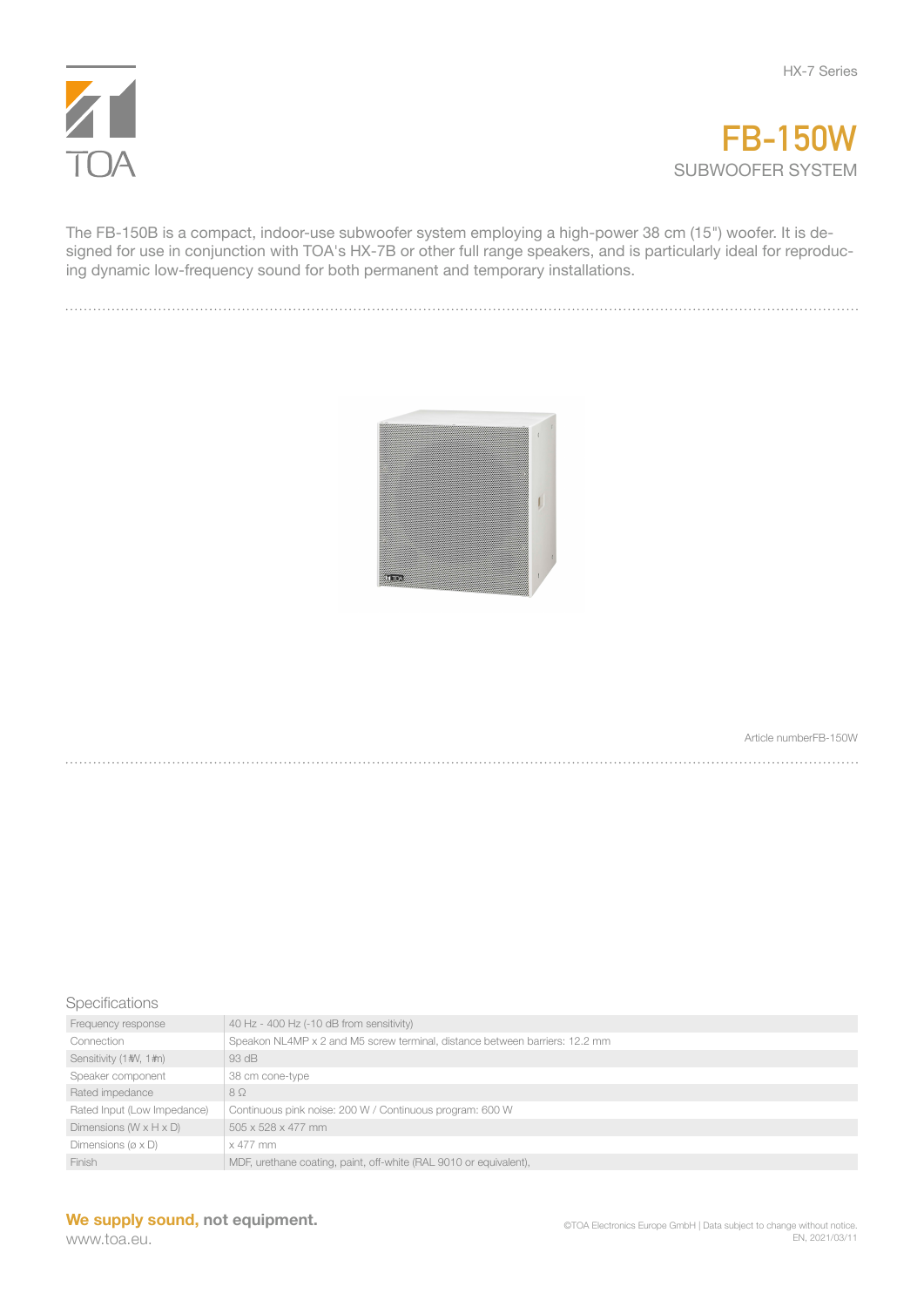HX-7 Series

# FB-150W

## SUBWOOFER SYSTEM

The FB-150B is a compact, indoor-use subwoofer system employing a high-power 38 cm (15") woofer. It is designed for use in conjunction with TOA's HX-7B or other full range speakers, and is particularly ideal for reproducing dynamic low-frequency sound for both permanent and temporary installations.

Article numberFB-150W

### Specifications

| | |
|---|---|
| Frequency response | 40 Hz - 400 Hz (-10 dB from sensitivity) |
| Connection | Speakon NL4MP x 2 and M5 screw terminal, distance between barriers: 12.2 mm |
| Sensitivity (1 W, 1 m) | 93 dB |
| Speaker component | 38 cm cone-type |
| Rated impedance | 8 Ω |
| Rated Input (Low Impedance) | Continuous pink noise: 200 W / Continuous program: 600 W |
| Dimensions (W x H x D) | 505 x 528 x 477 mm |
| Dimensions (ø x D) | x 477 mm |
| Finish | MDF, urethane coating, paint, off-white (RAL 9010 or equivalent), |

**We supply sound, not equipment.**
www.toa.eu.

©TOA Electronics Europe GmbH | Data subject to change without notice.
EN, 2021/03/11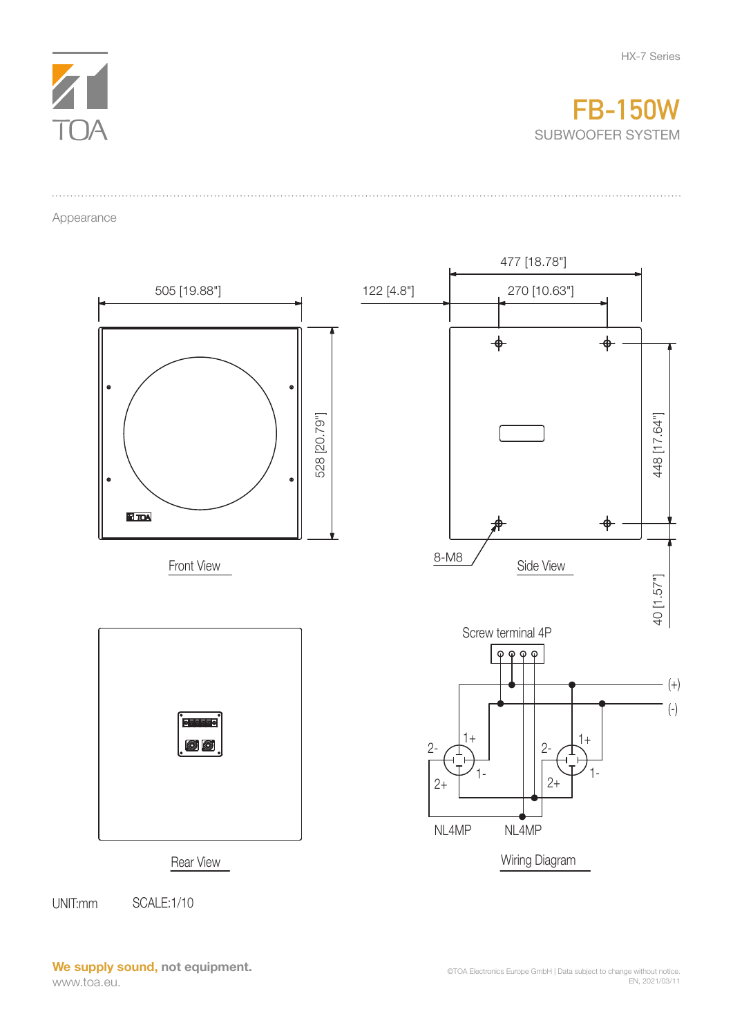# FB-150W

SUBWOOFER SYSTEM

Appearance

505 [19.88"]

528 [20.79"]

Front View

122 [4.8"]

477 [18.78"]

270 [10.63"]

448 [17.64"]

40 [1.57"]

8-M8

Side View

Rear View

Screw terminal 4P

(+)

(-)

1+

2-

1-

2+

NL4MP

NL4MP

Wiring Diagram

UNIT:mm SCALE:1/10

**We supply sound, not equipment.**
www.toa.eu.

©TOA Electronics Europe GmbH | Data subject to change without notice.
EN, 2021/03/11